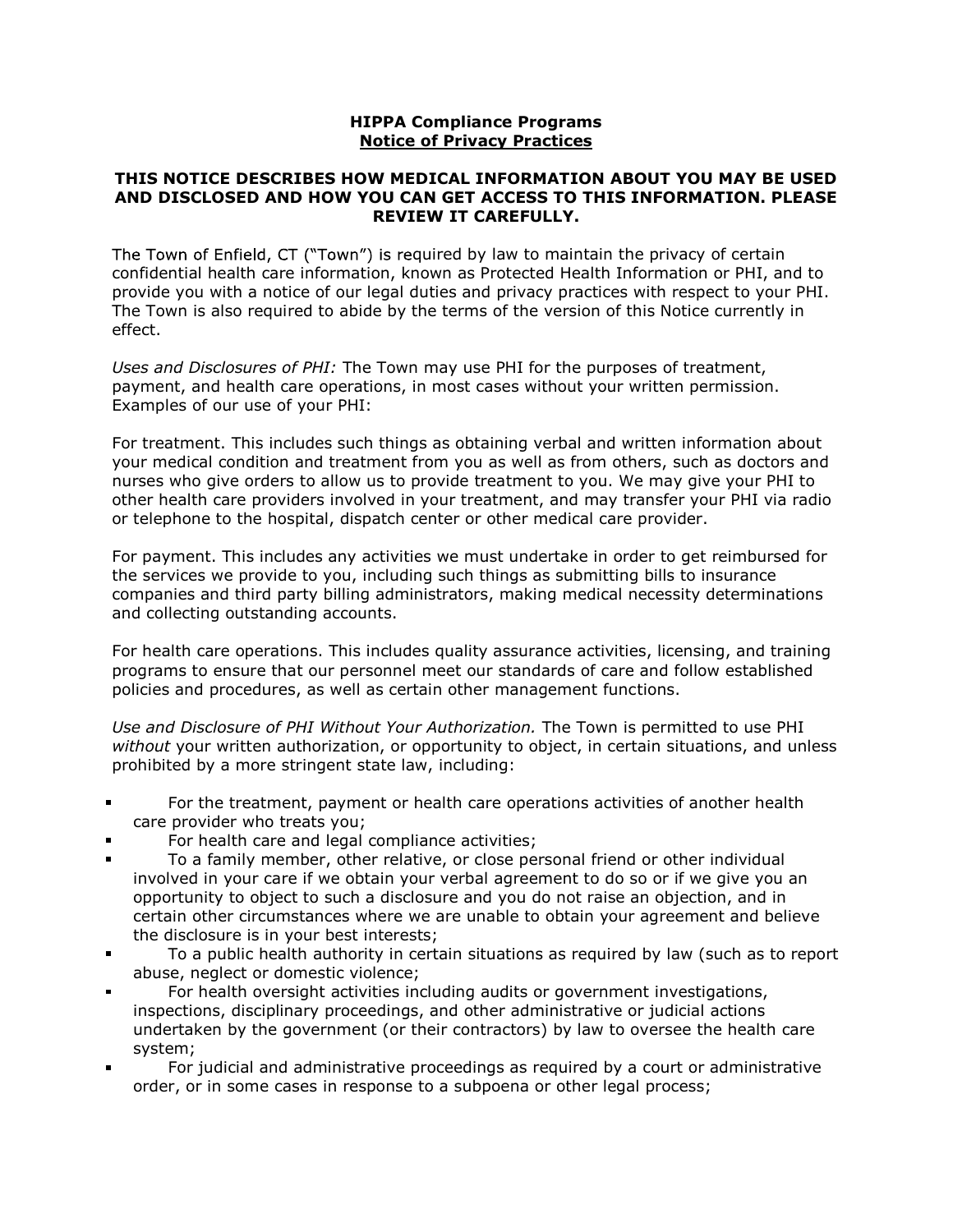**HIPPA Compliance Programs**
**<u>Notice of Privacy Practices</u>**

**THIS NOTICE DESCRIBES HOW MEDICAL INFORMATION ABOUT YOU MAY BE USED AND DISCLOSED AND HOW YOU CAN GET ACCESS TO THIS INFORMATION. PLEASE REVIEW IT CAREFULLY.**

The Town of Enfield, CT ("Town") is required by law to maintain the privacy of certain confidential health care information, known as Protected Health Information or PHI, and to provide you with a notice of our legal duties and privacy practices with respect to your PHI. The Town is also required to abide by the terms of the version of this Notice currently in effect.

*Uses and Disclosures of PHI:* The Town may use PHI for the purposes of treatment, payment, and health care operations, in most cases without your written permission. Examples of our use of your PHI:

For treatment. This includes such things as obtaining verbal and written information about your medical condition and treatment from you as well as from others, such as doctors and nurses who give orders to allow us to provide treatment to you. We may give your PHI to other health care providers involved in your treatment, and may transfer your PHI via radio or telephone to the hospital, dispatch center or other medical care provider.

For payment. This includes any activities we must undertake in order to get reimbursed for the services we provide to you, including such things as submitting bills to insurance companies and third party billing administrators, making medical necessity determinations and collecting outstanding accounts.

For health care operations. This includes quality assurance activities, licensing, and training programs to ensure that our personnel meet our standards of care and follow established policies and procedures, as well as certain other management functions.

*Use and Disclosure of PHI Without Your Authorization.* The Town is permitted to use PHI *without* your written authorization, or opportunity to object, in certain situations, and unless prohibited by a more stringent state law, including:

- For the treatment, payment or health care operations activities of another health care provider who treats you;
- For health care and legal compliance activities;
- To a family member, other relative, or close personal friend or other individual involved in your care if we obtain your verbal agreement to do so or if we give you an opportunity to object to such a disclosure and you do not raise an objection, and in certain other circumstances where we are unable to obtain your agreement and believe the disclosure is in your best interests;
- To a public health authority in certain situations as required by law (such as to report abuse, neglect or domestic violence;
- For health oversight activities including audits or government investigations, inspections, disciplinary proceedings, and other administrative or judicial actions undertaken by the government (or their contractors) by law to oversee the health care system;
- For judicial and administrative proceedings as required by a court or administrative order, or in some cases in response to a subpoena or other legal process;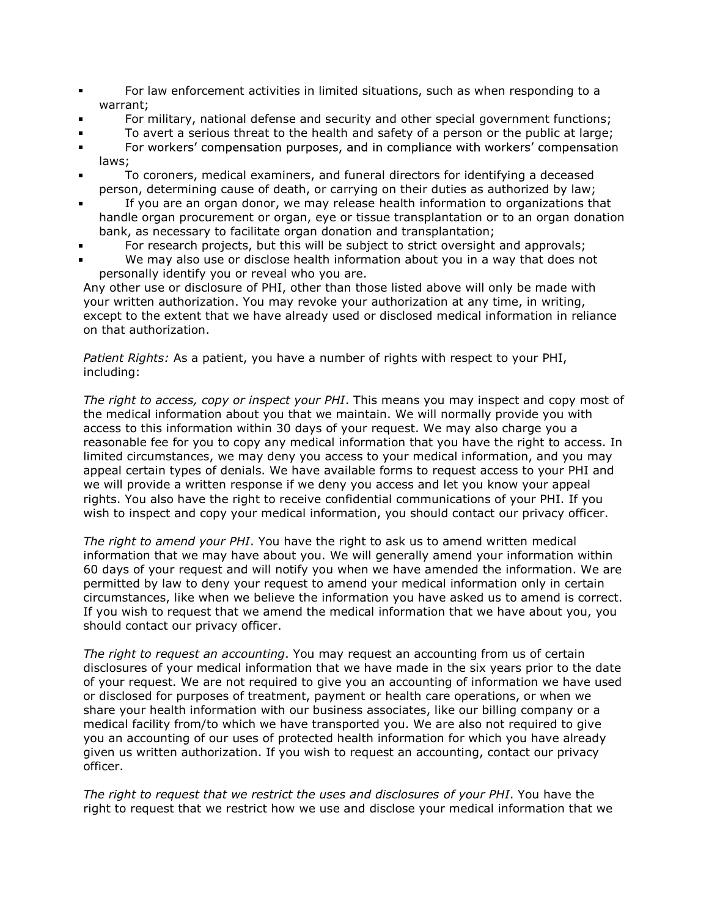- For law enforcement activities in limited situations, such as when responding to a warrant;
- For military, national defense and security and other special government functions;
- To avert a serious threat to the health and safety of a person or the public at large;
- For workers' compensation purposes, and in compliance with workers' compensation laws;
- To coroners, medical examiners, and funeral directors for identifying a deceased person, determining cause of death, or carrying on their duties as authorized by law;
- If you are an organ donor, we may release health information to organizations that handle organ procurement or organ, eye or tissue transplantation or to an organ donation bank, as necessary to facilitate organ donation and transplantation;
- For research projects, but this will be subject to strict oversight and approvals;
- We may also use or disclose health information about you in a way that does not personally identify you or reveal who you are.

Any other use or disclosure of PHI, other than those listed above will only be made with your written authorization. You may revoke your authorization at any time, in writing, except to the extent that we have already used or disclosed medical information in reliance on that authorization.

*Patient Rights:* As a patient, you have a number of rights with respect to your PHI, including:

*The right to access, copy or inspect your PHI*. This means you may inspect and copy most of the medical information about you that we maintain. We will normally provide you with access to this information within 30 days of your request. We may also charge you a reasonable fee for you to copy any medical information that you have the right to access. In limited circumstances, we may deny you access to your medical information, and you may appeal certain types of denials. We have available forms to request access to your PHI and we will provide a written response if we deny you access and let you know your appeal rights. You also have the right to receive confidential communications of your PHI. If you wish to inspect and copy your medical information, you should contact our privacy officer.

*The right to amend your PHI*. You have the right to ask us to amend written medical information that we may have about you. We will generally amend your information within 60 days of your request and will notify you when we have amended the information. We are permitted by law to deny your request to amend your medical information only in certain circumstances, like when we believe the information you have asked us to amend is correct. If you wish to request that we amend the medical information that we have about you, you should contact our privacy officer.

*The right to request an accounting*. You may request an accounting from us of certain disclosures of your medical information that we have made in the six years prior to the date of your request. We are not required to give you an accounting of information we have used or disclosed for purposes of treatment, payment or health care operations, or when we share your health information with our business associates, like our billing company or a medical facility from/to which we have transported you. We are also not required to give you an accounting of our uses of protected health information for which you have already given us written authorization. If you wish to request an accounting, contact our privacy officer.

*The right to request that we restrict the uses and disclosures of your PHI*. You have the right to request that we restrict how we use and disclose your medical information that we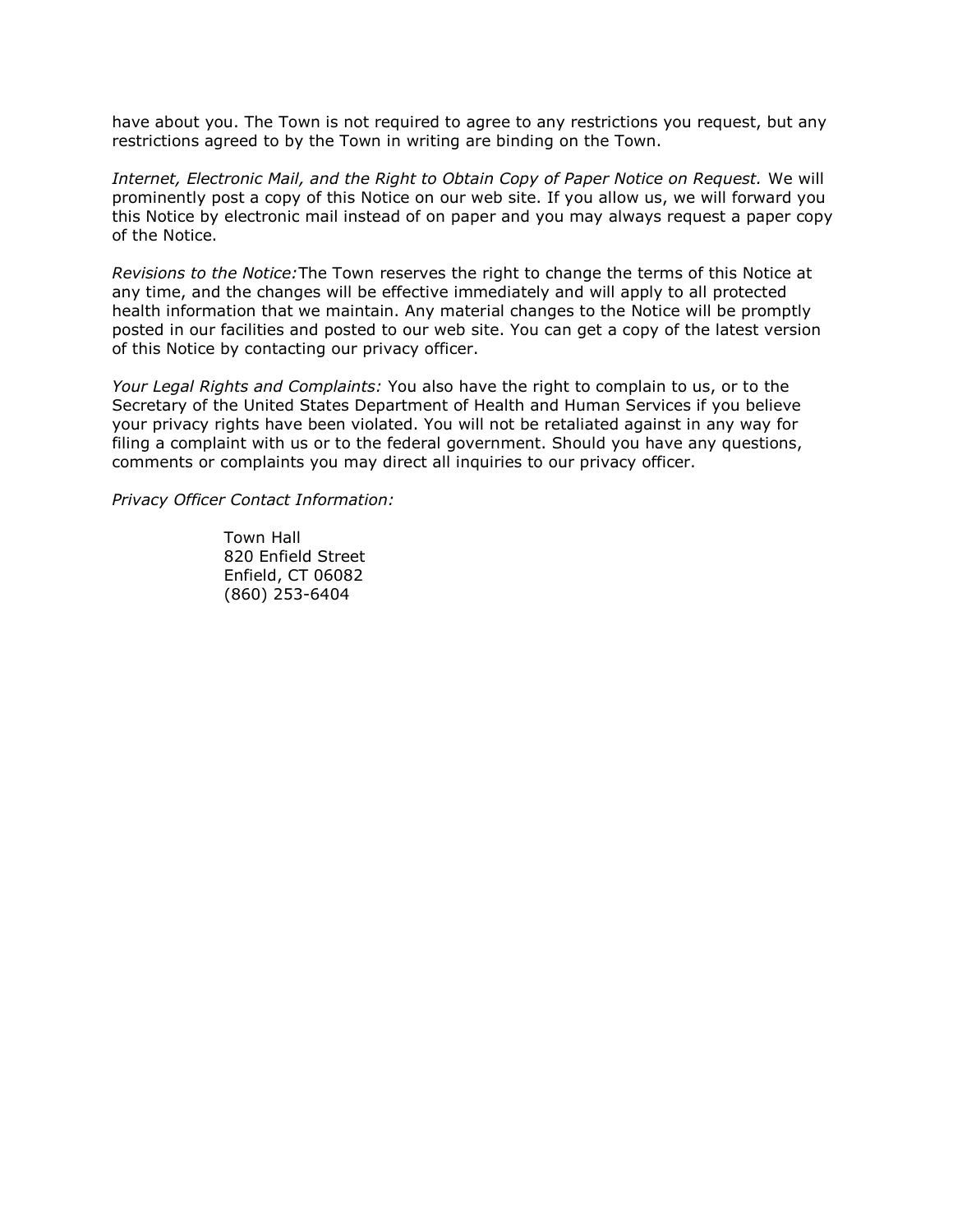have about you. The Town is not required to agree to any restrictions you request, but any restrictions agreed to by the Town in writing are binding on the Town.

*Internet, Electronic Mail, and the Right to Obtain Copy of Paper Notice on Request.* We will prominently post a copy of this Notice on our web site. If you allow us, we will forward you this Notice by electronic mail instead of on paper and you may always request a paper copy of the Notice.

*Revisions to the Notice:* The Town reserves the right to change the terms of this Notice at any time, and the changes will be effective immediately and will apply to all protected health information that we maintain. Any material changes to the Notice will be promptly posted in our facilities and posted to our web site. You can get a copy of the latest version of this Notice by contacting our privacy officer.

*Your Legal Rights and Complaints:* You also have the right to complain to us, or to the Secretary of the United States Department of Health and Human Services if you believe your privacy rights have been violated. You will not be retaliated against in any way for filing a complaint with us or to the federal government. Should you have any questions, comments or complaints you may direct all inquiries to our privacy officer.

*Privacy Officer Contact Information:*

Town Hall
820 Enfield Street
Enfield, CT 06082
(860) 253-6404